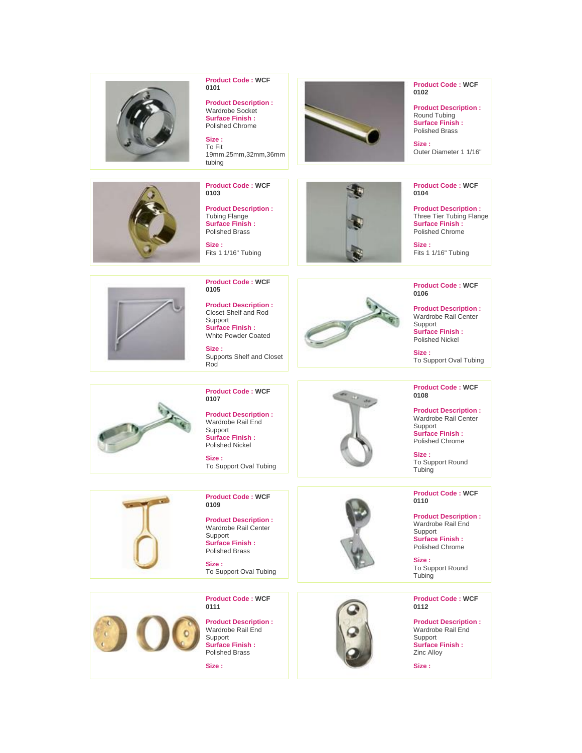**Product Code :** WCF 0101

**Product Description :**
Wardrobe Socket
**Surface Finish :**
Polished Chrome

**Size :**
To Fit 19mm,25mm,32mm,36mm tubing

---

**Product Code :** WCF 0102

**Product Description :**
Round Tubing
**Surface Finish :**
Polished Brass

**Size :**
Outer Diameter 1 1/16"

---

**Product Code :** WCF 0103

**Product Description :**
Tubing Flange
**Surface Finish :**
Polished Brass

**Size :**
Fits 1 1/16" Tubing

---

**Product Code :** WCF 0104

**Product Description :**
Three Tier Tubing Flange
**Surface Finish :**
Polished Chrome

**Size :**
Fits 1 1/16" Tubing

---

**Product Code :** WCF 0105

**Product Description :**
Closet Shelf and Rod Support
**Surface Finish :**
White Powder Coated

**Size :**
Supports Shelf and Closet Rod

---

**Product Code :** WCF 0106

**Product Description :**
Wardrobe Rail Center Support
**Surface Finish :**
Polished Nickel

**Size :**
To Support Oval Tubing

---

**Product Code :** WCF 0107

**Product Description :**
Wardrobe Rail End Support
**Surface Finish :**
Polished Nickel

**Size :**
To Support Oval Tubing

---

**Product Code :** WCF 0108

**Product Description :**
Wardrobe Rail Center Support
**Surface Finish :**
Polished Chrome

**Size :**
To Support Round Tubing

---

**Product Code :** WCF 0109

**Product Description :**
Wardrobe Rail Center Support
**Surface Finish :**
Polished Brass

**Size :**
To Support Oval Tubing

---

**Product Code :** WCF 0110

**Product Description :**
Wardrobe Rail End Support
**Surface Finish :**
Polished Chrome

**Size :**
To Support Round Tubing

---

**Product Code :** WCF 0111

**Product Description :**
Wardrobe Rail End Support
**Surface Finish :**
Polished Brass

**Size :**

---

**Product Code :** WCF 0112

**Product Description :**
Wardrobe Rail End Support
**Surface Finish :**
Zinc Alloy

**Size :**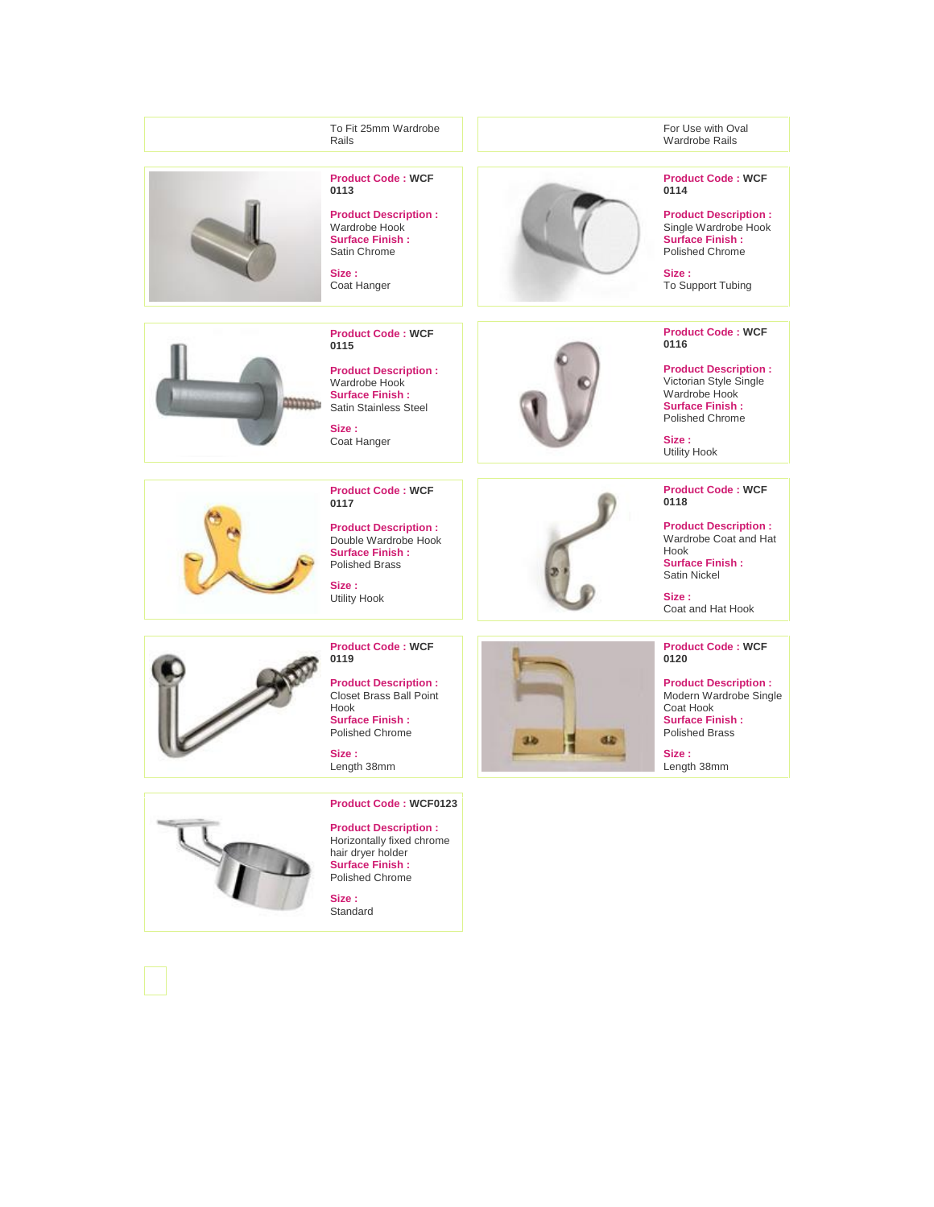To Fit 25mm Wardrobe Rails

For Use with Oval Wardrobe Rails

**Product Code :** WCF 0113

**Product Description :** Wardrobe Hook
**Surface Finish :** Satin Chrome

**Size :** Coat Hanger

**Product Code :** WCF 0114

**Product Description :** Single Wardrobe Hook
**Surface Finish :** Polished Chrome

**Size :** To Support Tubing

**Product Code :** WCF 0115

**Product Description :** Wardrobe Hook
**Surface Finish :** Satin Stainless Steel

**Size :** Coat Hanger

**Product Code :** WCF 0116

**Product Description :** Victorian Style Single Wardrobe Hook
**Surface Finish :** Polished Chrome

**Size :** Utility Hook

**Product Code :** WCF 0117

**Product Description :** Double Wardrobe Hook
**Surface Finish :** Polished Brass

**Size :** Utility Hook

**Product Code :** WCF 0118

**Product Description :** Wardrobe Coat and Hat Hook
**Surface Finish :** Satin Nickel

**Size :** Coat and Hat Hook

**Product Code :** WCF 0119

**Product Description :** Closet Brass Ball Point Hook
**Surface Finish :** Polished Chrome

**Size :** Length 38mm

**Product Code :** WCF 0120

**Product Description :** Modern Wardrobe Single Coat Hook
**Surface Finish :** Polished Brass

**Size :** Length 38mm

**Product Code :** WCF0123

**Product Description :** Horizontally fixed chrome hair dryer holder
**Surface Finish :** Polished Chrome

**Size :** Standard